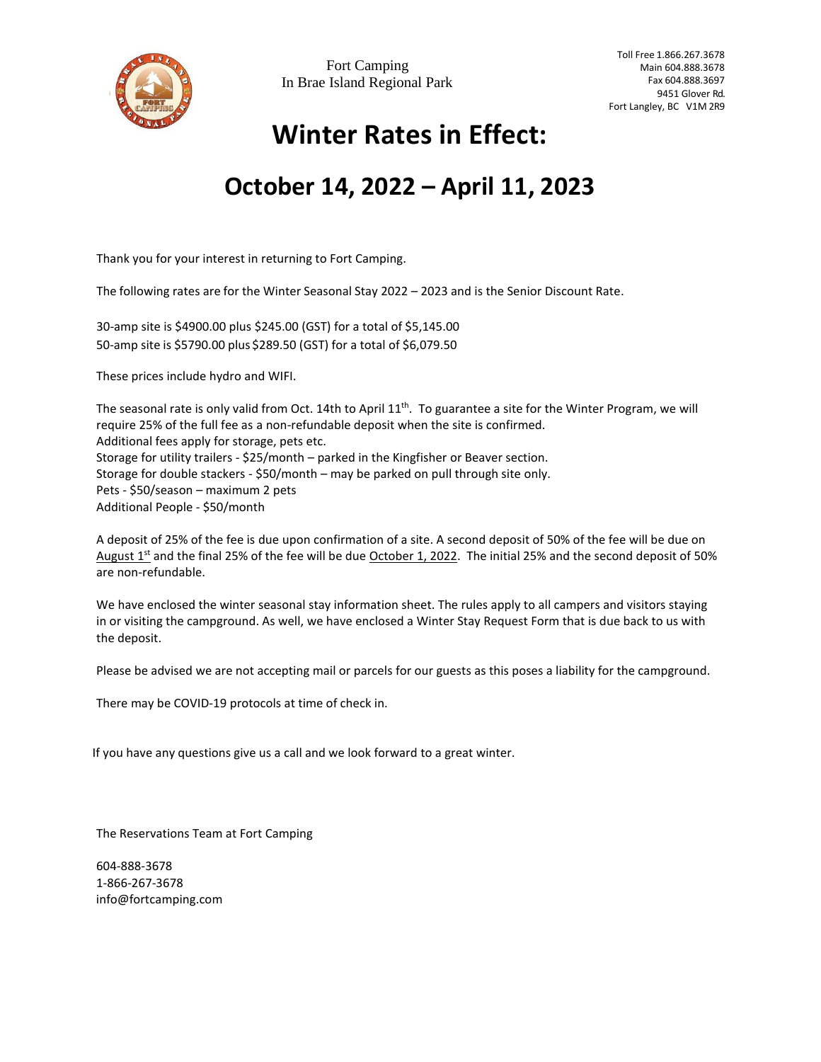Fort Camping
In Brae Island Regional Park

Toll Free 1.866.267.3678
Main 604.888.3678
Fax 604.888.3697
9451 Glover Rd.
Fort Langley, BC V1M 2R9

# Winter Rates in Effect:

## October 14, 2022 – April 11, 2023

Thank you for your interest in returning to Fort Camping.

The following rates are for the Winter Seasonal Stay 2022 – 2023 and is the Senior Discount Rate.

30-amp site is $4900.00 plus $245.00 (GST) for a total of $5,145.00
50-amp site is $5790.00 plus $289.50 (GST) for a total of $6,079.50

These prices include hydro and WIFI.

The seasonal rate is only valid from Oct. 14th to April 11th. To guarantee a site for the Winter Program, we will require 25% of the full fee as a non-refundable deposit when the site is confirmed.
Additional fees apply for storage, pets etc.
Storage for utility trailers - $25/month – parked in the Kingfisher or Beaver section.
Storage for double stackers - $50/month – may be parked on pull through site only.
Pets - $50/season – maximum 2 pets
Additional People - $50/month

A deposit of 25% of the fee is due upon confirmation of a site. A second deposit of 50% of the fee will be due on August 1st and the final 25% of the fee will be due October 1, 2022. The initial 25% and the second deposit of 50% are non-refundable.

We have enclosed the winter seasonal stay information sheet. The rules apply to all campers and visitors staying in or visiting the campground. As well, we have enclosed a Winter Stay Request Form that is due back to us with the deposit.

Please be advised we are not accepting mail or parcels for our guests as this poses a liability for the campground.

There may be COVID-19 protocols at time of check in.

If you have any questions give us a call and we look forward to a great winter.

The Reservations Team at Fort Camping

604-888-3678
1-866-267-3678
info@fortcamping.com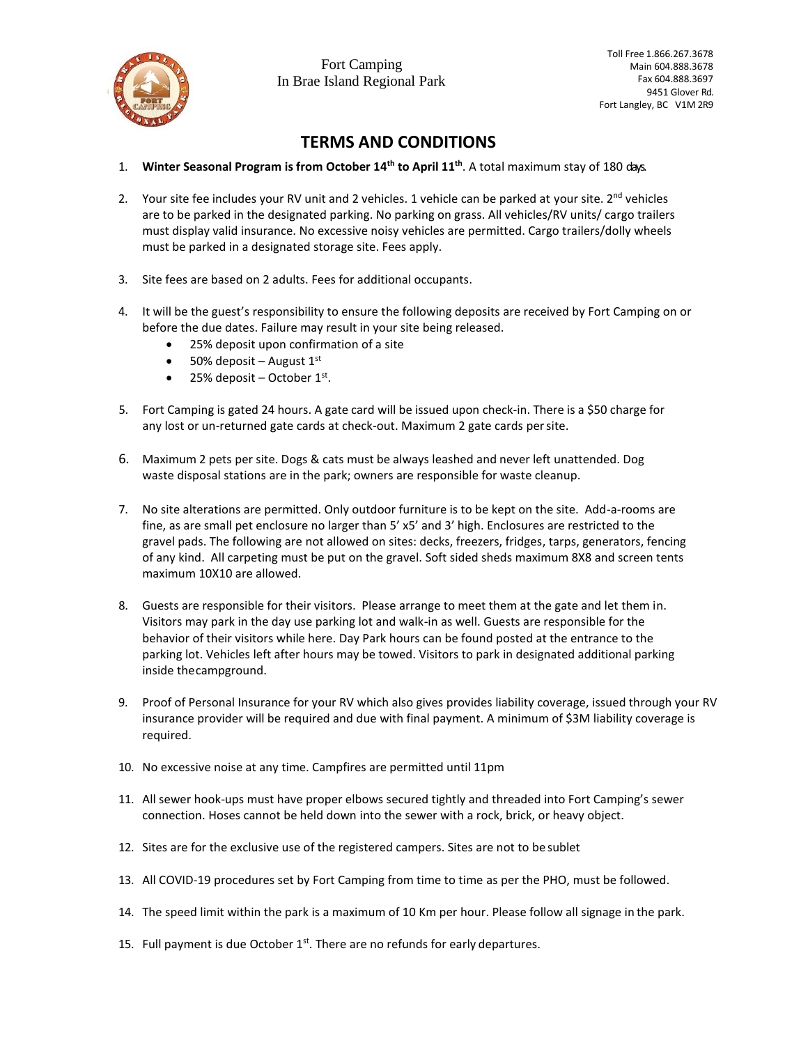Fort Camping
In Brae Island Regional Park

Toll Free 1.866.267.3678
Main 604.888.3678
Fax 604.888.3697
9451 Glover Rd.
Fort Langley, BC V1M 2R9

# TERMS AND CONDITIONS

1. **Winter Seasonal Program is from October 14th to April 11th**. A total maximum stay of 180 days.

2. Your site fee includes your RV unit and 2 vehicles. 1 vehicle can be parked at your site. 2nd vehicles are to be parked in the designated parking. No parking on grass. All vehicles/RV units/ cargo trailers must display valid insurance. No excessive noisy vehicles are permitted. Cargo trailers/dolly wheels must be parked in a designated storage site. Fees apply.

3. Site fees are based on 2 adults. Fees for additional occupants.

4. It will be the guest's responsibility to ensure the following deposits are received by Fort Camping on or before the due dates. Failure may result in your site being released.
   - 25% deposit upon confirmation of a site
   - 50% deposit – August 1st
   - 25% deposit – October 1st.

5. Fort Camping is gated 24 hours. A gate card will be issued upon check-in. There is a $50 charge for any lost or un-returned gate cards at check-out. Maximum 2 gate cards per site.

6. Maximum 2 pets per site. Dogs & cats must be always leashed and never left unattended. Dog waste disposal stations are in the park; owners are responsible for waste cleanup.

7. No site alterations are permitted. Only outdoor furniture is to be kept on the site. Add-a-rooms are fine, as are small pet enclosure no larger than 5' x5' and 3' high. Enclosures are restricted to the gravel pads. The following are not allowed on sites: decks, freezers, fridges, tarps, generators, fencing of any kind. All carpeting must be put on the gravel. Soft sided sheds maximum 8X8 and screen tents maximum 10X10 are allowed.

8. Guests are responsible for their visitors. Please arrange to meet them at the gate and let them in. Visitors may park in the day use parking lot and walk-in as well. Guests are responsible for the behavior of their visitors while here. Day Park hours can be found posted at the entrance to the parking lot. Vehicles left after hours may be towed. Visitors to park in designated additional parking inside thecampground.

9. Proof of Personal Insurance for your RV which also gives provides liability coverage, issued through your RV insurance provider will be required and due with final payment. A minimum of $3M liability coverage is required.

10. No excessive noise at any time. Campfires are permitted until 11pm

11. All sewer hook-ups must have proper elbows secured tightly and threaded into Fort Camping's sewer connection. Hoses cannot be held down into the sewer with a rock, brick, or heavy object.

12. Sites are for the exclusive use of the registered campers. Sites are not to be sublet

13. All COVID-19 procedures set by Fort Camping from time to time as per the PHO, must be followed.

14. The speed limit within the park is a maximum of 10 Km per hour. Please follow all signage in the park.

15. Full payment is due October 1st. There are no refunds for early departures.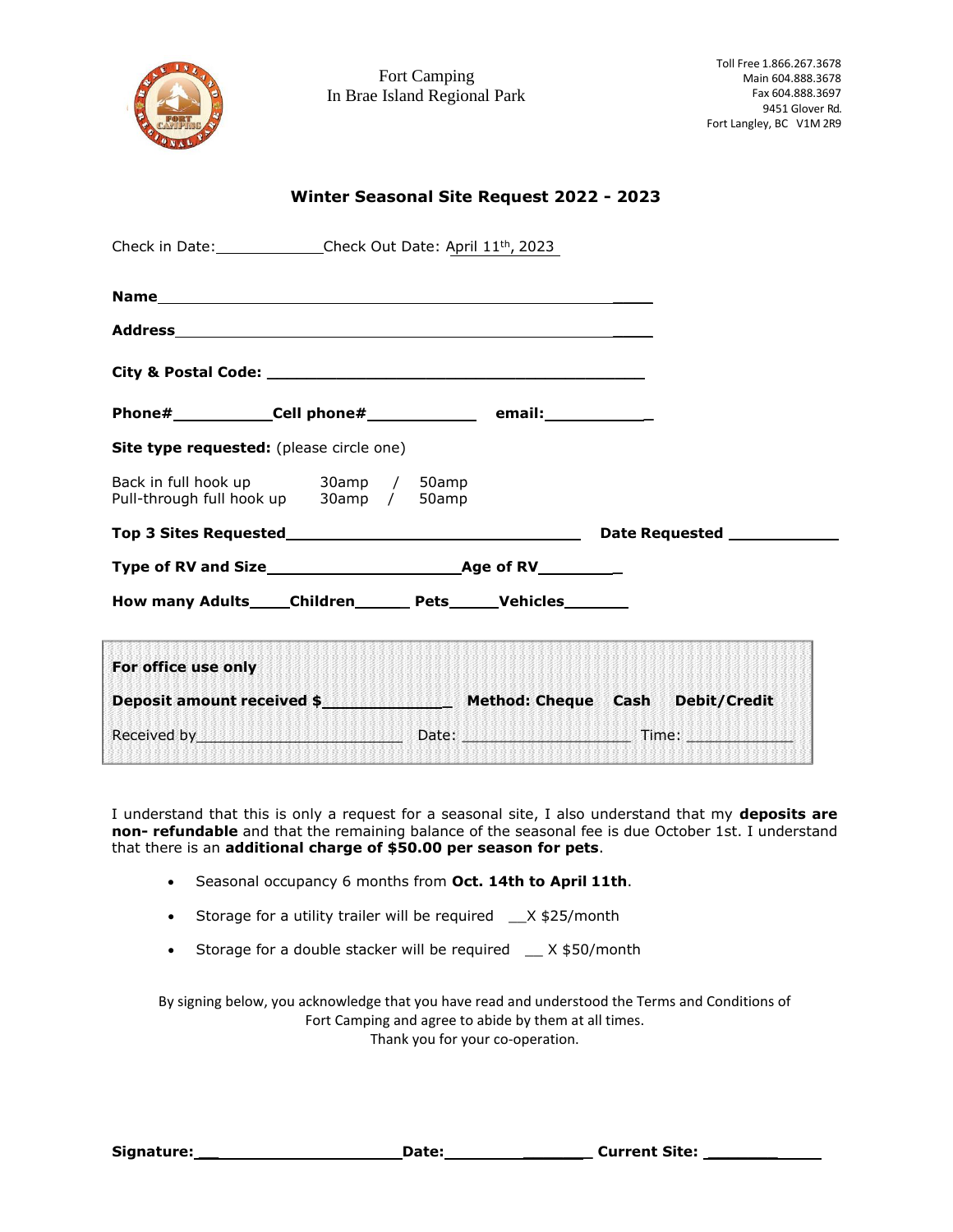Fort Camping
In Brae Island Regional Park

Toll Free 1.866.267.3678
Main 604.888.3678
Fax 604.888.3697
9451 Glover Rd.
Fort Langley, BC V1M 2R9

## Winter Seasonal Site Request 2022 - 2023

Check in Date:____________ Check Out Date: April 11th, 2023

**Name**______________________________________________________

**Address**____________________________________________________

**City & Postal Code:** ________________________________________

**Phone#**__________ **Cell phone#**___________ **email:**___________

**Site type requested:** (please circle one)

Back in full hook up 30amp / 50amp
Pull-through full hook up 30amp / 50amp

**Top 3 Sites Requested**______________________________ **Date Requested** ___________

**Type of RV and Size**____________________ **Age of RV**_________

**How many Adults**____ **Children**______ **Pets**_____ **Vehicles**_______

**For office use only**

**Deposit amount received $**____________ **Method: Cheque Cash Debit/Credit**

Received by______________________ Date: __________________ Time: ___________

I understand that this is only a request for a seasonal site, I also understand that my **deposits are non- refundable** and that the remaining balance of the seasonal fee is due October 1st. I understand that there is an **additional charge of $50.00 per season for pets**.

- Seasonal occupancy 6 months from **Oct. 14th to April 11th**.
- Storage for a utility trailer will be required __X $25/month
- Storage for a double stacker will be required __ X $50/month

By signing below, you acknowledge that you have read and understood the Terms and Conditions of Fort Camping and agree to abide by them at all times.
Thank you for your co-operation.

**Signature:**____________________ **Date:**______________ **Current Site:** ____________